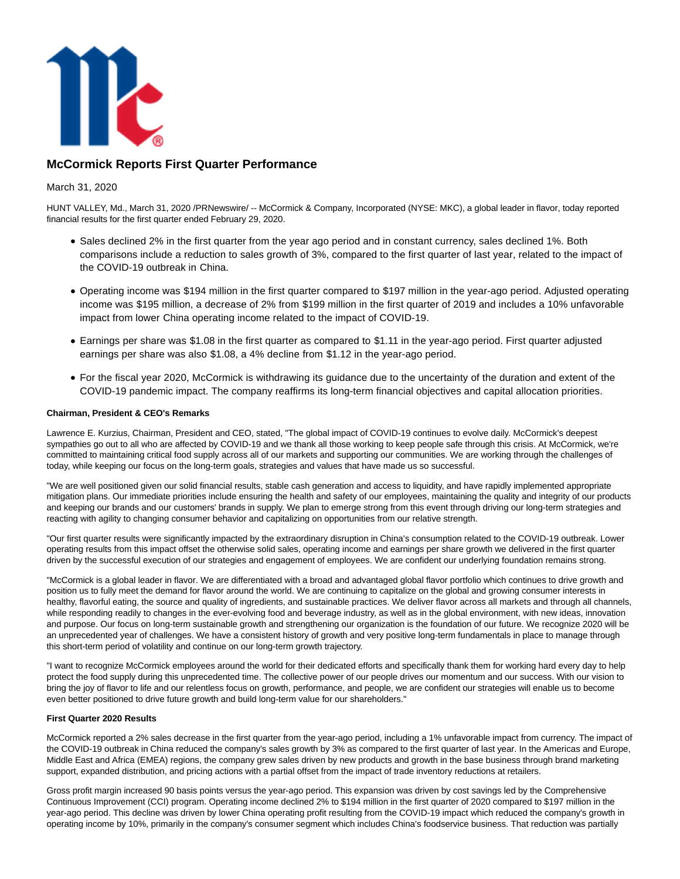# McCormick Reports First Quarter Performance

March 31, 2020

HUNT VALLEY, Md., March 31, 2020 /PRNewswire/ -- McCormick & Company, Incorporated (NYSE: MKC), a global leader in flavor, today reported financial results for the first quarter ended February 29, 2020.

- Sales declined 2% in the first quarter from the year ago period and in constant currency, sales declined 1%. Both comparisons include a reduction to sales growth of 3%, compared to the first quarter of last year, related to the impact of the COVID-19 outbreak in China.
- Operating income was $194 million in the first quarter compared to $197 million in the year-ago period. Adjusted operating income was $195 million, a decrease of 2% from $199 million in the first quarter of 2019 and includes a 10% unfavorable impact from lower China operating income related to the impact of COVID-19.
- Earnings per share was $1.08 in the first quarter as compared to $1.11 in the year-ago period. First quarter adjusted earnings per share was also $1.08, a 4% decline from $1.12 in the year-ago period.
- For the fiscal year 2020, McCormick is withdrawing its guidance due to the uncertainty of the duration and extent of the COVID-19 pandemic impact. The company reaffirms its long-term financial objectives and capital allocation priorities.

**Chairman, President & CEO's Remarks**

Lawrence E. Kurzius, Chairman, President and CEO, stated, "The global impact of COVID-19 continues to evolve daily. McCormick's deepest sympathies go out to all who are affected by COVID-19 and we thank all those working to keep people safe through this crisis. At McCormick, we're committed to maintaining critical food supply across all of our markets and supporting our communities. We are working through the challenges of today, while keeping our focus on the long-term goals, strategies and values that have made us so successful.

"We are well positioned given our solid financial results, stable cash generation and access to liquidity, and have rapidly implemented appropriate mitigation plans. Our immediate priorities include ensuring the health and safety of our employees, maintaining the quality and integrity of our products and keeping our brands and our customers' brands in supply. We plan to emerge strong from this event through driving our long-term strategies and reacting with agility to changing consumer behavior and capitalizing on opportunities from our relative strength.

"Our first quarter results were significantly impacted by the extraordinary disruption in China's consumption related to the COVID-19 outbreak. Lower operating results from this impact offset the otherwise solid sales, operating income and earnings per share growth we delivered in the first quarter driven by the successful execution of our strategies and engagement of employees. We are confident our underlying foundation remains strong.

"McCormick is a global leader in flavor. We are differentiated with a broad and advantaged global flavor portfolio which continues to drive growth and position us to fully meet the demand for flavor around the world. We are continuing to capitalize on the global and growing consumer interests in healthy, flavorful eating, the source and quality of ingredients, and sustainable practices. We deliver flavor across all markets and through all channels, while responding readily to changes in the ever-evolving food and beverage industry, as well as in the global environment, with new ideas, innovation and purpose. Our focus on long-term sustainable growth and strengthening our organization is the foundation of our future. We recognize 2020 will be an unprecedented year of challenges. We have a consistent history of growth and very positive long-term fundamentals in place to manage through this short-term period of volatility and continue on our long-term growth trajectory.

"I want to recognize McCormick employees around the world for their dedicated efforts and specifically thank them for working hard every day to help protect the food supply during this unprecedented time. The collective power of our people drives our momentum and our success. With our vision to bring the joy of flavor to life and our relentless focus on growth, performance, and people, we are confident our strategies will enable us to become even better positioned to drive future growth and build long-term value for our shareholders."

**First Quarter 2020 Results**

McCormick reported a 2% sales decrease in the first quarter from the year-ago period, including a 1% unfavorable impact from currency. The impact of the COVID-19 outbreak in China reduced the company's sales growth by 3% as compared to the first quarter of last year. In the Americas and Europe, Middle East and Africa (EMEA) regions, the company grew sales driven by new products and growth in the base business through brand marketing support, expanded distribution, and pricing actions with a partial offset from the impact of trade inventory reductions at retailers.

Gross profit margin increased 90 basis points versus the year-ago period. This expansion was driven by cost savings led by the Comprehensive Continuous Improvement (CCI) program. Operating income declined 2% to $194 million in the first quarter of 2020 compared to $197 million in the year-ago period. This decline was driven by lower China operating profit resulting from the COVID-19 impact which reduced the company's growth in operating income by 10%, primarily in the company's consumer segment which includes China's foodservice business. That reduction was partially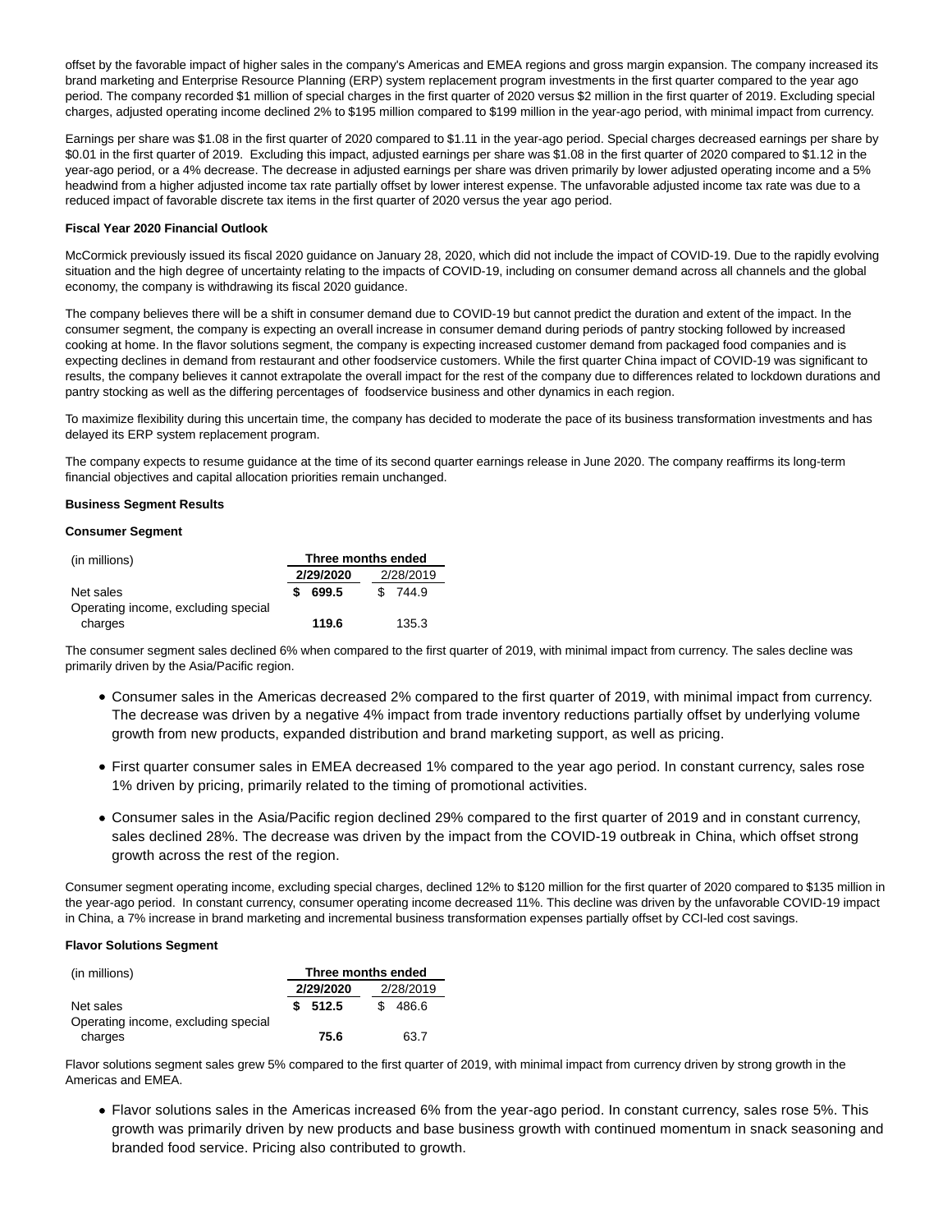offset by the favorable impact of higher sales in the company's Americas and EMEA regions and gross margin expansion. The company increased its brand marketing and Enterprise Resource Planning (ERP) system replacement program investments in the first quarter compared to the year ago period. The company recorded $1 million of special charges in the first quarter of 2020 versus $2 million in the first quarter of 2019. Excluding special charges, adjusted operating income declined 2% to $195 million compared to $199 million in the year-ago period, with minimal impact from currency.

Earnings per share was $1.08 in the first quarter of 2020 compared to $1.11 in the year-ago period. Special charges decreased earnings per share by $0.01 in the first quarter of 2019. Excluding this impact, adjusted earnings per share was $1.08 in the first quarter of 2020 compared to $1.12 in the year-ago period, or a 4% decrease. The decrease in adjusted earnings per share was driven primarily by lower adjusted operating income and a 5% headwind from a higher adjusted income tax rate partially offset by lower interest expense. The unfavorable adjusted income tax rate was due to a reduced impact of favorable discrete tax items in the first quarter of 2020 versus the year ago period.

**Fiscal Year 2020 Financial Outlook**

McCormick previously issued its fiscal 2020 guidance on January 28, 2020, which did not include the impact of COVID-19. Due to the rapidly evolving situation and the high degree of uncertainty relating to the impacts of COVID-19, including on consumer demand across all channels and the global economy, the company is withdrawing its fiscal 2020 guidance.

The company believes there will be a shift in consumer demand due to COVID-19 but cannot predict the duration and extent of the impact. In the consumer segment, the company is expecting an overall increase in consumer demand during periods of pantry stocking followed by increased cooking at home. In the flavor solutions segment, the company is expecting increased customer demand from packaged food companies and is expecting declines in demand from restaurant and other foodservice customers. While the first quarter China impact of COVID-19 was significant to results, the company believes it cannot extrapolate the overall impact for the rest of the company due to differences related to lockdown durations and pantry stocking as well as the differing percentages of foodservice business and other dynamics in each region.

To maximize flexibility during this uncertain time, the company has decided to moderate the pace of its business transformation investments and has delayed its ERP system replacement program.

The company expects to resume guidance at the time of its second quarter earnings release in June 2020. The company reaffirms its long-term financial objectives and capital allocation priorities remain unchanged.

**Business Segment Results**

**Consumer Segment**

| (in millions) | Three months ended | |
|---|---|---|
| | **2/29/2020** | 2/28/2019 |
| Net sales | **$ 699.5** | $ 744.9 |
| Operating income, excluding special charges | **119.6** | 135.3 |

The consumer segment sales declined 6% when compared to the first quarter of 2019, with minimal impact from currency. The sales decline was primarily driven by the Asia/Pacific region.

- Consumer sales in the Americas decreased 2% compared to the first quarter of 2019, with minimal impact from currency. The decrease was driven by a negative 4% impact from trade inventory reductions partially offset by underlying volume growth from new products, expanded distribution and brand marketing support, as well as pricing.
- First quarter consumer sales in EMEA decreased 1% compared to the year ago period. In constant currency, sales rose 1% driven by pricing, primarily related to the timing of promotional activities.
- Consumer sales in the Asia/Pacific region declined 29% compared to the first quarter of 2019 and in constant currency, sales declined 28%. The decrease was driven by the impact from the COVID-19 outbreak in China, which offset strong growth across the rest of the region.

Consumer segment operating income, excluding special charges, declined 12% to $120 million for the first quarter of 2020 compared to $135 million in the year-ago period. In constant currency, consumer operating income decreased 11%. This decline was driven by the unfavorable COVID-19 impact in China, a 7% increase in brand marketing and incremental business transformation expenses partially offset by CCI-led cost savings.

**Flavor Solutions Segment**

| (in millions) | Three months ended | |
|---|---|---|
| | **2/29/2020** | 2/28/2019 |
| Net sales | **$ 512.5** | $ 486.6 |
| Operating income, excluding special charges | **75.6** | 63.7 |

Flavor solutions segment sales grew 5% compared to the first quarter of 2019, with minimal impact from currency driven by strong growth in the Americas and EMEA.

- Flavor solutions sales in the Americas increased 6% from the year-ago period. In constant currency, sales rose 5%. This growth was primarily driven by new products and base business growth with continued momentum in snack seasoning and branded food service. Pricing also contributed to growth.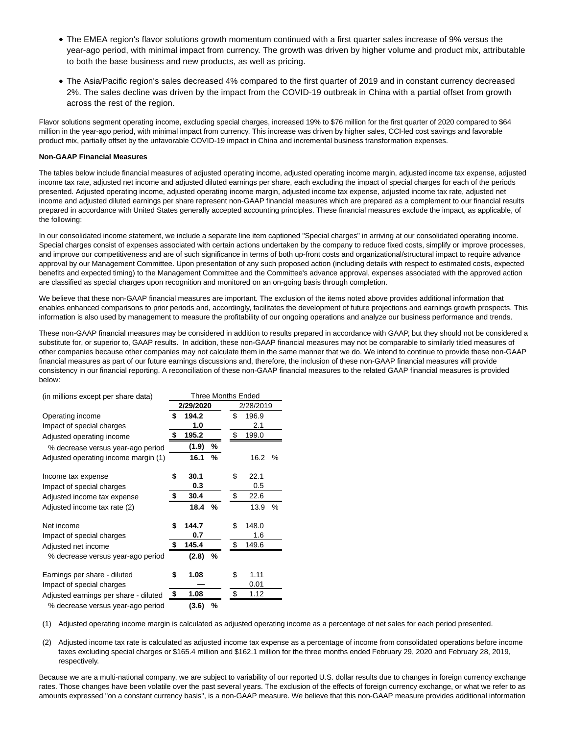- The EMEA region's flavor solutions growth momentum continued with a first quarter sales increase of 9% versus the year-ago period, with minimal impact from currency. The growth was driven by higher volume and product mix, attributable to both the base business and new products, as well as pricing.
- The Asia/Pacific region's sales decreased 4% compared to the first quarter of 2019 and in constant currency decreased 2%. The sales decline was driven by the impact from the COVID-19 outbreak in China with a partial offset from growth across the rest of the region.

Flavor solutions segment operating income, excluding special charges, increased 19% to $76 million for the first quarter of 2020 compared to $64 million in the year-ago period, with minimal impact from currency. This increase was driven by higher sales, CCI-led cost savings and favorable product mix, partially offset by the unfavorable COVID-19 impact in China and incremental business transformation expenses.

**Non-GAAP Financial Measures**

The tables below include financial measures of adjusted operating income, adjusted operating income margin, adjusted income tax expense, adjusted income tax rate, adjusted net income and adjusted diluted earnings per share, each excluding the impact of special charges for each of the periods presented. Adjusted operating income, adjusted operating income margin, adjusted income tax expense, adjusted income tax rate, adjusted net income and adjusted diluted earnings per share represent non-GAAP financial measures which are prepared as a complement to our financial results prepared in accordance with United States generally accepted accounting principles. These financial measures exclude the impact, as applicable, of the following:

In our consolidated income statement, we include a separate line item captioned "Special charges" in arriving at our consolidated operating income. Special charges consist of expenses associated with certain actions undertaken by the company to reduce fixed costs, simplify or improve processes, and improve our competitiveness and are of such significance in terms of both up-front costs and organizational/structural impact to require advance approval by our Management Committee. Upon presentation of any such proposed action (including details with respect to estimated costs, expected benefits and expected timing) to the Management Committee and the Committee's advance approval, expenses associated with the approved action are classified as special charges upon recognition and monitored on an on-going basis through completion.

We believe that these non-GAAP financial measures are important. The exclusion of the items noted above provides additional information that enables enhanced comparisons to prior periods and, accordingly, facilitates the development of future projections and earnings growth prospects. This information is also used by management to measure the profitability of our ongoing operations and analyze our business performance and trends.

These non-GAAP financial measures may be considered in addition to results prepared in accordance with GAAP, but they should not be considered a substitute for, or superior to, GAAP results. In addition, these non-GAAP financial measures may not be comparable to similarly titled measures of other companies because other companies may not calculate them in the same manner that we do. We intend to continue to provide these non-GAAP financial measures as part of our future earnings discussions and, therefore, the inclusion of these non-GAAP financial measures will provide consistency in our financial reporting. A reconciliation of these non-GAAP financial measures to the related GAAP financial measures is provided below:

| (in millions except per share data) | Three Months Ended | |
|---|---|---|
| | **2/29/2020** | 2/28/2019 |
| Operating income | **$ 194.2** | $ 196.9 |
| Impact of special charges | **1.0** | 2.1 |
| Adjusted operating income | **$ 195.2** | $ 199.0 |
| % decrease versus year-ago period | **(1.9) %** | |
| Adjusted operating income margin (1) | **16.1 %** | 16.2 % |
| Income tax expense | **$ 30.1** | $ 22.1 |
| Impact of special charges | **0.3** | 0.5 |
| Adjusted income tax expense | **$ 30.4** | $ 22.6 |
| Adjusted income tax rate (2) | **18.4 %** | 13.9 % |
| Net income | **$ 144.7** | $ 148.0 |
| Impact of special charges | **0.7** | 1.6 |
| Adjusted net income | **$ 145.4** | $ 149.6 |
| % decrease versus year-ago period | **(2.8) %** | |
| Earnings per share - diluted | **$ 1.08** | $ 1.11 |
| Impact of special charges | **—** | 0.01 |
| Adjusted earnings per share - diluted | **$ 1.08** | $ 1.12 |
| % decrease versus year-ago period | **(3.6) %** | |

(1) Adjusted operating income margin is calculated as adjusted operating income as a percentage of net sales for each period presented.

(2) Adjusted income tax rate is calculated as adjusted income tax expense as a percentage of income from consolidated operations before income taxes excluding special charges or $165.4 million and $162.1 million for the three months ended February 29, 2020 and February 28, 2019, respectively.

Because we are a multi-national company, we are subject to variability of our reported U.S. dollar results due to changes in foreign currency exchange rates. Those changes have been volatile over the past several years. The exclusion of the effects of foreign currency exchange, or what we refer to as amounts expressed "on a constant currency basis", is a non-GAAP measure. We believe that this non-GAAP measure provides additional information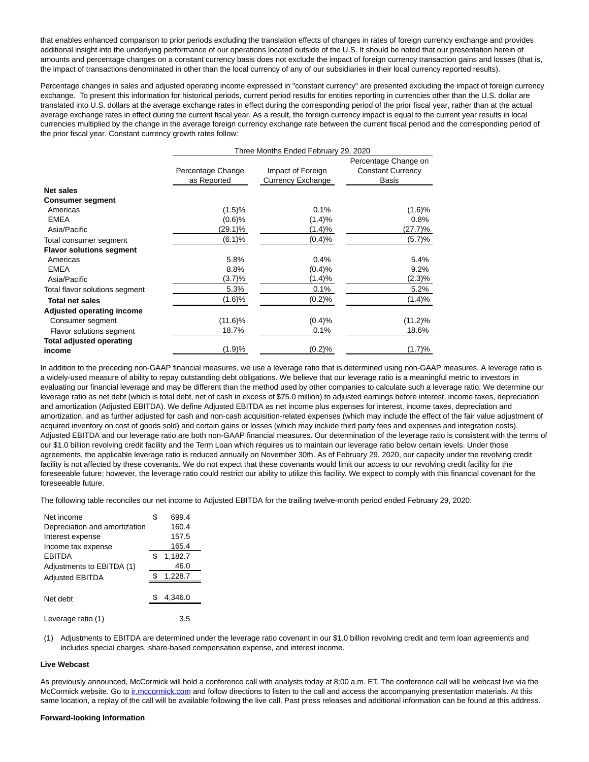that enables enhanced comparison to prior periods excluding the translation effects of changes in rates of foreign currency exchange and provides additional insight into the underlying performance of our operations located outside of the U.S. It should be noted that our presentation herein of amounts and percentage changes on a constant currency basis does not exclude the impact of foreign currency transaction gains and losses (that is, the impact of transactions denominated in other than the local currency of any of our subsidiaries in their local currency reported results).

Percentage changes in sales and adjusted operating income expressed in "constant currency" are presented excluding the impact of foreign currency exchange. To present this information for historical periods, current period results for entities reporting in currencies other than the U.S. dollar are translated into U.S. dollars at the average exchange rates in effect during the corresponding period of the prior fiscal year, rather than at the actual average exchange rates in effect during the current fiscal year. As a result, the foreign currency impact is equal to the current year results in local currencies multiplied by the change in the average foreign currency exchange rate between the current fiscal period and the corresponding period of the prior fiscal year. Constant currency growth rates follow:

| | Three Months Ended February 29, 2020 | | |
|---|---|---|---|
| | Percentage Change as Reported | Impact of Foreign Currency Exchange | Percentage Change on Constant Currency Basis |
| **Net sales** | | | |
| **Consumer segment** | | | |
| Americas | (1.5)% | 0.1% | (1.6)% |
| EMEA | (0.6)% | (1.4)% | 0.8% |
| Asia/Pacific | (29.1)% | (1.4)% | (27.7)% |
| Total consumer segment | (6.1)% | (0.4)% | (5.7)% |
| **Flavor solutions segment** | | | |
| Americas | 5.8% | 0.4% | 5.4% |
| EMEA | 8.8% | (0.4)% | 9.2% |
| Asia/Pacific | (3.7)% | (1.4)% | (2.3)% |
| Total flavor solutions segment | 5.3% | 0.1% | 5.2% |
| **Total net sales** | (1.6)% | (0.2)% | (1.4)% |
| **Adjusted operating income** | | | |
| Consumer segment | (11.6)% | (0.4)% | (11.2)% |
| Flavor solutions segment | 18.7% | 0.1% | 18.6% |
| **Total adjusted operating income** | (1.9)% | (0.2)% | (1.7)% |

In addition to the preceding non-GAAP financial measures, we use a leverage ratio that is determined using non-GAAP measures. A leverage ratio is a widely-used measure of ability to repay outstanding debt obligations. We believe that our leverage ratio is a meaningful metric to investors in evaluating our financial leverage and may be different than the method used by other companies to calculate such a leverage ratio. We determine our leverage ratio as net debt (which is total debt, net of cash in excess of $75.0 million) to adjusted earnings before interest, income taxes, depreciation and amortization (Adjusted EBITDA). We define Adjusted EBITDA as net income plus expenses for interest, income taxes, depreciation and amortization, and as further adjusted for cash and non-cash acquisition-related expenses (which may include the effect of the fair value adjustment of acquired inventory on cost of goods sold) and certain gains or losses (which may include third party fees and expenses and integration costs). Adjusted EBITDA and our leverage ratio are both non-GAAP financial measures. Our determination of the leverage ratio is consistent with the terms of our $1.0 billion revolving credit facility and the Term Loan which requires us to maintain our leverage ratio below certain levels. Under those agreements, the applicable leverage ratio is reduced annually on November 30th. As of February 29, 2020, our capacity under the revolving credit facility is not affected by these covenants. We do not expect that these covenants would limit our access to our revolving credit facility for the foreseeable future; however, the leverage ratio could restrict our ability to utilize this facility. We expect to comply with this financial covenant for the foreseeable future.

The following table reconciles our net income to Adjusted EBITDA for the trailing twelve-month period ended February 29, 2020:

| | |
|---|---|
| Net income | $ 699.4 |
| Depreciation and amortization | 160.4 |
| Interest expense | 157.5 |
| Income tax expense | 165.4 |
| EBITDA | $ 1,182.7 |
| Adjustments to EBITDA (1) | 46.0 |
| Adjusted EBITDA | $ 1,228.7 |
| Net debt | $ 4,346.0 |
| Leverage ratio (1) | 3.5 |

(1) Adjustments to EBITDA are determined under the leverage ratio covenant in our $1.0 billion revolving credit and term loan agreements and includes special charges, share-based compensation expense, and interest income.

**Live Webcast**

As previously announced, McCormick will hold a conference call with analysts today at 8:00 a.m. ET. The conference call will be webcast live via the McCormick website. Go to ir.mccormick.com and follow directions to listen to the call and access the accompanying presentation materials. At this same location, a replay of the call will be available following the live call. Past press releases and additional information can be found at this address.

**Forward-looking Information**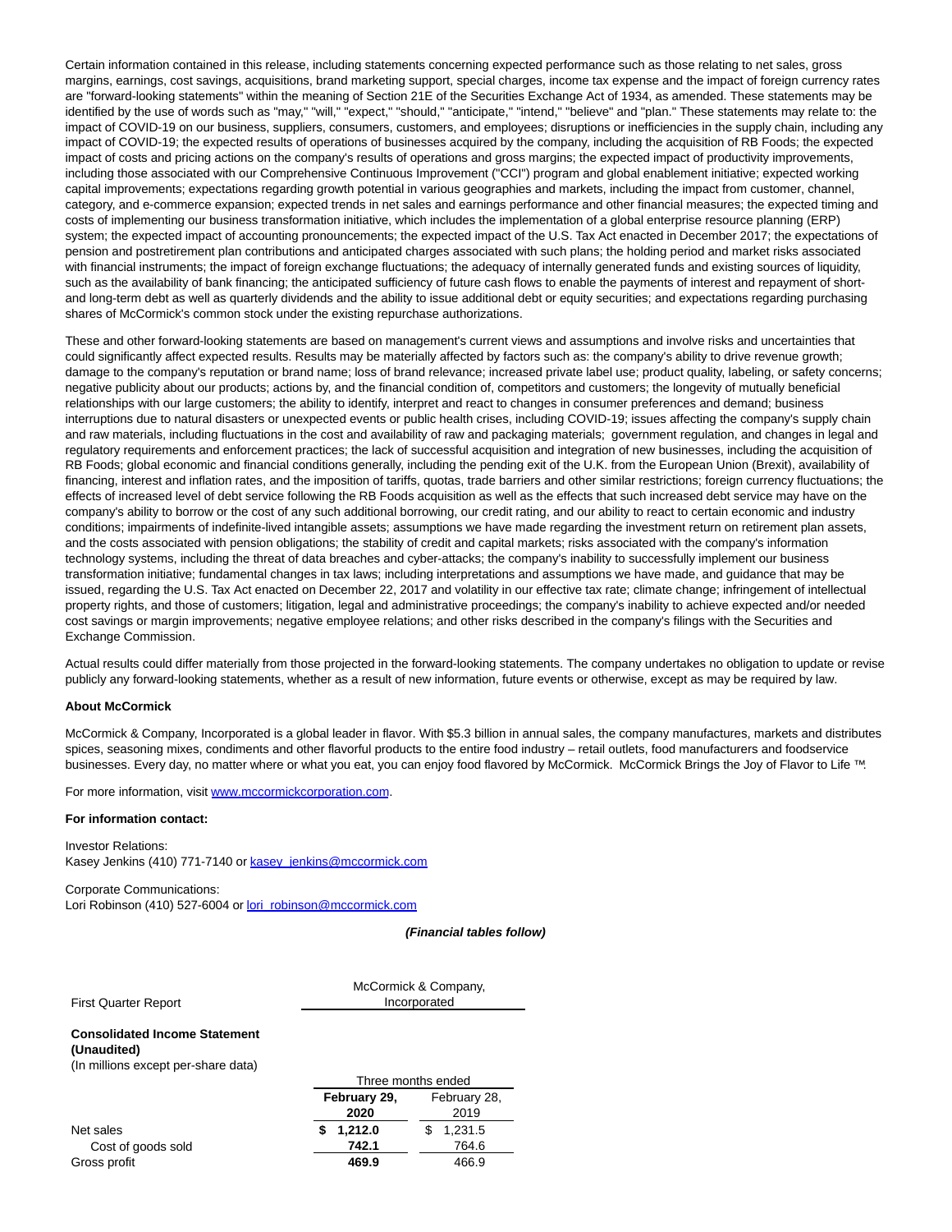Certain information contained in this release, including statements concerning expected performance such as those relating to net sales, gross margins, earnings, cost savings, acquisitions, brand marketing support, special charges, income tax expense and the impact of foreign currency rates are "forward-looking statements" within the meaning of Section 21E of the Securities Exchange Act of 1934, as amended. These statements may be identified by the use of words such as "may," "will," "expect," "should," "anticipate," "intend," "believe" and "plan." These statements may relate to: the impact of COVID-19 on our business, suppliers, consumers, customers, and employees; disruptions or inefficiencies in the supply chain, including any impact of COVID-19; the expected results of operations of businesses acquired by the company, including the acquisition of RB Foods; the expected impact of costs and pricing actions on the company's results of operations and gross margins; the expected impact of productivity improvements, including those associated with our Comprehensive Continuous Improvement ("CCI") program and global enablement initiative; expected working capital improvements; expectations regarding growth potential in various geographies and markets, including the impact from customer, channel, category, and e-commerce expansion; expected trends in net sales and earnings performance and other financial measures; the expected timing and costs of implementing our business transformation initiative, which includes the implementation of a global enterprise resource planning (ERP) system; the expected impact of accounting pronouncements; the expected impact of the U.S. Tax Act enacted in December 2017; the expectations of pension and postretirement plan contributions and anticipated charges associated with such plans; the holding period and market risks associated with financial instruments; the impact of foreign exchange fluctuations; the adequacy of internally generated funds and existing sources of liquidity, such as the availability of bank financing; the anticipated sufficiency of future cash flows to enable the payments of interest and repayment of short- and long-term debt as well as quarterly dividends and the ability to issue additional debt or equity securities; and expectations regarding purchasing shares of McCormick's common stock under the existing repurchase authorizations.

These and other forward-looking statements are based on management's current views and assumptions and involve risks and uncertainties that could significantly affect expected results. Results may be materially affected by factors such as: the company's ability to drive revenue growth; damage to the company's reputation or brand name; loss of brand relevance; increased private label use; product quality, labeling, or safety concerns; negative publicity about our products; actions by, and the financial condition of, competitors and customers; the longevity of mutually beneficial relationships with our large customers; the ability to identify, interpret and react to changes in consumer preferences and demand; business interruptions due to natural disasters or unexpected events or public health crises, including COVID-19; issues affecting the company's supply chain and raw materials, including fluctuations in the cost and availability of raw and packaging materials; government regulation, and changes in legal and regulatory requirements and enforcement practices; the lack of successful acquisition and integration of new businesses, including the acquisition of RB Foods; global economic and financial conditions generally, including the pending exit of the U.K. from the European Union (Brexit), availability of financing, interest and inflation rates, and the imposition of tariffs, quotas, trade barriers and other similar restrictions; foreign currency fluctuations; the effects of increased level of debt service following the RB Foods acquisition as well as the effects that such increased debt service may have on the company's ability to borrow or the cost of any such additional borrowing, our credit rating, and our ability to react to certain economic and industry conditions; impairments of indefinite-lived intangible assets; assumptions we have made regarding the investment return on retirement plan assets, and the costs associated with pension obligations; the stability of credit and capital markets; risks associated with the company's information technology systems, including the threat of data breaches and cyber-attacks; the company's inability to successfully implement our business transformation initiative; fundamental changes in tax laws; including interpretations and assumptions we have made, and guidance that may be issued, regarding the U.S. Tax Act enacted on December 22, 2017 and volatility in our effective tax rate; climate change; infringement of intellectual property rights, and those of customers; litigation, legal and administrative proceedings; the company's inability to achieve expected and/or needed cost savings or margin improvements; negative employee relations; and other risks described in the company's filings with the Securities and Exchange Commission.

Actual results could differ materially from those projected in the forward-looking statements. The company undertakes no obligation to update or revise publicly any forward-looking statements, whether as a result of new information, future events or otherwise, except as may be required by law.

**About McCormick**

McCormick & Company, Incorporated is a global leader in flavor. With $5.3 billion in annual sales, the company manufactures, markets and distributes spices, seasoning mixes, condiments and other flavorful products to the entire food industry – retail outlets, food manufacturers and foodservice businesses. Every day, no matter where or what you eat, you can enjoy food flavored by McCormick. McCormick Brings the Joy of Flavor to Life ™.

For more information, visit www.mccormickcorporation.com.

**For information contact:**

Investor Relations:
Kasey Jenkins (410) 771-7140 or kasey_jenkins@mccormick.com

Corporate Communications:
Lori Robinson (410) 527-6004 or lori_robinson@mccormick.com

***(Financial tables follow)***

First Quarter Report — McCormick & Company, Incorporated

**Consolidated Income Statement (Unaudited)**
(In millions except per-share data)

| | Three months ended | |
|---|---|---|
| | **February 29, 2020** | February 28, 2019 |
| Net sales | **$ 1,212.0** | $ 1,231.5 |
| Cost of goods sold | **742.1** | 764.6 |
| Gross profit | **469.9** | 466.9 |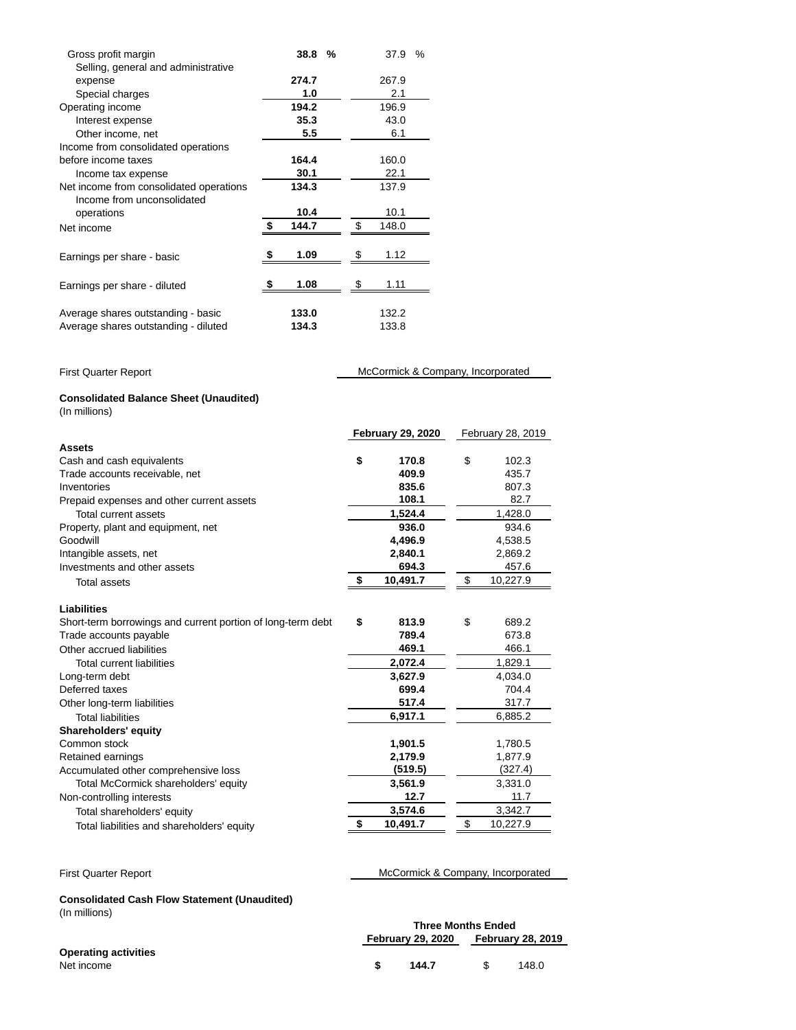| | | |
|---|---|---|
| Gross profit margin | **38.8 %** | 37.9 % |
| Selling, general and administrative expense | **274.7** | 267.9 |
| Special charges | **1.0** | 2.1 |
| Operating income | **194.2** | 196.9 |
| Interest expense | **35.3** | 43.0 |
| Other income, net | **5.5** | 6.1 |
| Income from consolidated operations before income taxes | **164.4** | 160.0 |
| Income tax expense | **30.1** | 22.1 |
| Net income from consolidated operations | **134.3** | 137.9 |
| Income from unconsolidated operations | **10.4** | 10.1 |
| Net income | **$ 144.7** | $ 148.0 |
| Earnings per share - basic | **$ 1.09** | $ 1.12 |
| Earnings per share - diluted | **$ 1.08** | $ 1.11 |
| Average shares outstanding - basic | **133.0** | 132.2 |
| Average shares outstanding - diluted | **134.3** | 133.8 |

First Quarter Report McCormick & Company, Incorporated

**Consolidated Balance Sheet (Unaudited)**
(In millions)

| | **February 29, 2020** | February 28, 2019 |
|---|---|---|
| **Assets** | | |
| Cash and cash equivalents | **$ 170.8** | $ 102.3 |
| Trade accounts receivable, net | **409.9** | 435.7 |
| Inventories | **835.6** | 807.3 |
| Prepaid expenses and other current assets | **108.1** | 82.7 |
| Total current assets | **1,524.4** | 1,428.0 |
| Property, plant and equipment, net | **936.0** | 934.6 |
| Goodwill | **4,496.9** | 4,538.5 |
| Intangible assets, net | **2,840.1** | 2,869.2 |
| Investments and other assets | **694.3** | 457.6 |
| Total assets | **$ 10,491.7** | $ 10,227.9 |
| **Liabilities** | | |
| Short-term borrowings and current portion of long-term debt | **$ 813.9** | $ 689.2 |
| Trade accounts payable | **789.4** | 673.8 |
| Other accrued liabilities | **469.1** | 466.1 |
| Total current liabilities | **2,072.4** | 1,829.1 |
| Long-term debt | **3,627.9** | 4,034.0 |
| Deferred taxes | **699.4** | 704.4 |
| Other long-term liabilities | **517.4** | 317.7 |
| Total liabilities | **6,917.1** | 6,885.2 |
| **Shareholders' equity** | | |
| Common stock | **1,901.5** | 1,780.5 |
| Retained earnings | **2,179.9** | 1,877.9 |
| Accumulated other comprehensive loss | **(519.5)** | (327.4) |
| Total McCormick shareholders' equity | **3,561.9** | 3,331.0 |
| Non-controlling interests | **12.7** | 11.7 |
| Total shareholders' equity | **3,574.6** | 3,342.7 |
| Total liabilities and shareholders' equity | **$ 10,491.7** | $ 10,227.9 |

First Quarter Report McCormick & Company, Incorporated

**Consolidated Cash Flow Statement (Unaudited)**
(In millions)

| | **Three Months Ended** | |
|---|---|---|
| | **February 29, 2020** | **February 28, 2019** |
| **Operating activities** | | |
| Net income | **$ 144.7** | $ 148.0 |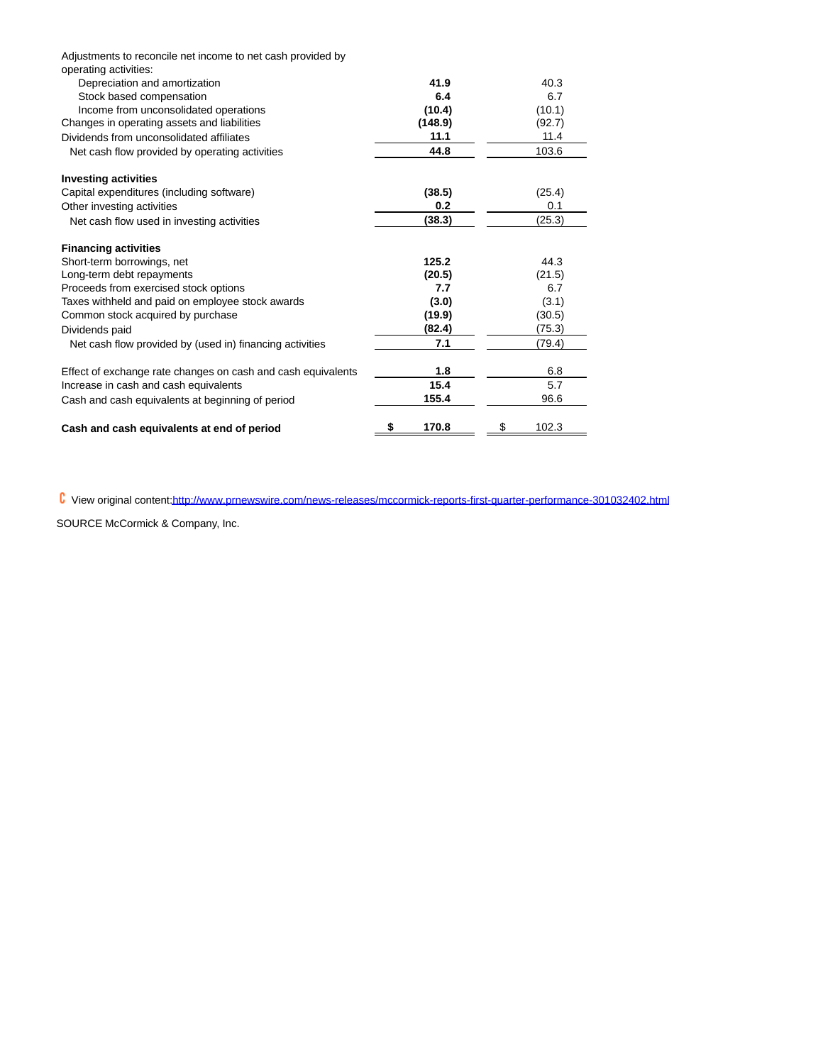| | | |
|---|---|---|
| Adjustments to reconcile net income to net cash provided by operating activities: | | |
| Depreciation and amortization | **41.9** | 40.3 |
| Stock based compensation | **6.4** | 6.7 |
| Income from unconsolidated operations | **(10.4)** | (10.1) |
| Changes in operating assets and liabilities | **(148.9)** | (92.7) |
| Dividends from unconsolidated affiliates | **11.1** | 11.4 |
| Net cash flow provided by operating activities | **44.8** | 103.6 |
| **Investing activities** | | |
| Capital expenditures (including software) | **(38.5)** | (25.4) |
| Other investing activities | **0.2** | 0.1 |
| Net cash flow used in investing activities | **(38.3)** | (25.3) |
| **Financing activities** | | |
| Short-term borrowings, net | **125.2** | 44.3 |
| Long-term debt repayments | **(20.5)** | (21.5) |
| Proceeds from exercised stock options | **7.7** | 6.7 |
| Taxes withheld and paid on employee stock awards | **(3.0)** | (3.1) |
| Common stock acquired by purchase | **(19.9)** | (30.5) |
| Dividends paid | **(82.4)** | (75.3) |
| Net cash flow provided by (used in) financing activities | **7.1** | (79.4) |
| Effect of exchange rate changes on cash and cash equivalents | **1.8** | 6.8 |
| Increase in cash and cash equivalents | **15.4** | 5.7 |
| Cash and cash equivalents at beginning of period | **155.4** | 96.6 |
| **Cash and cash equivalents at end of period** | **$ 170.8** | $ 102.3 |

View original content:http://www.prnewswire.com/news-releases/mccormick-reports-first-quarter-performance-301032402.html

SOURCE McCormick & Company, Inc.